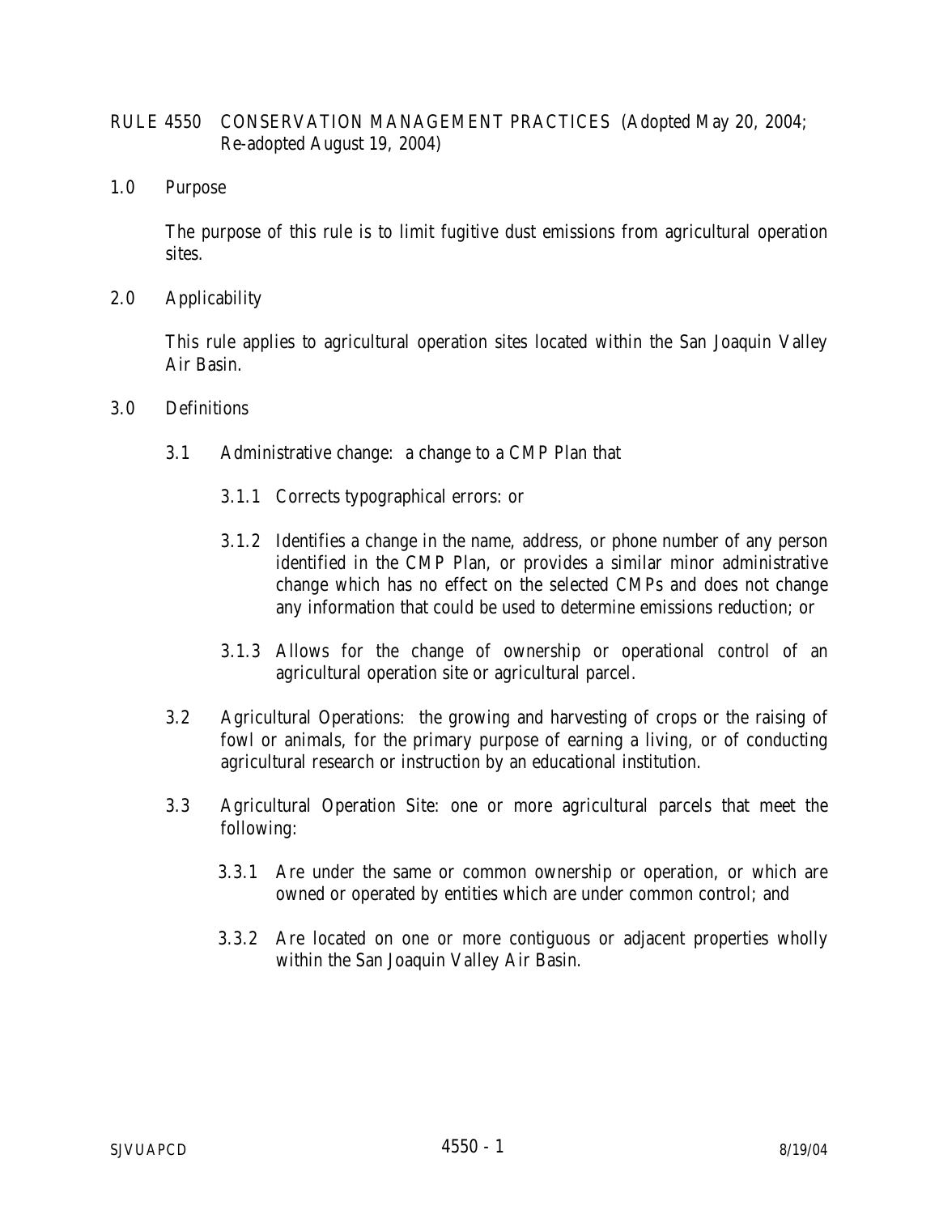# RULE 4550 CONSERVATION MANAGEMENT PRACTICES (Adopted May 20, 2004; Re-adopted August 19, 2004)

## 1.0 Purpose

The purpose of this rule is to limit fugitive dust emissions from agricultural operation sites.

## 2.0 Applicability

This rule applies to agricultural operation sites located within the San Joaquin Valley Air Basin.

## 3.0 Definitions

3.1 Administrative change: a change to a CMP Plan that

3.1.1 Corrects typographical errors: or

3.1.2 Identifies a change in the name, address, or phone number of any person identified in the CMP Plan, or provides a similar minor administrative change which has no effect on the selected CMPs and does not change any information that could be used to determine emissions reduction; or

3.1.3 Allows for the change of ownership or operational control of an agricultural operation site or agricultural parcel.

3.2 Agricultural Operations: the growing and harvesting of crops or the raising of fowl or animals, for the primary purpose of earning a living, or of conducting agricultural research or instruction by an educational institution.

3.3 Agricultural Operation Site: one or more agricultural parcels that meet the following:

3.3.1 Are under the same or common ownership or operation, or which are owned or operated by entities which are under common control; and

3.3.2 Are located on one or more contiguous or adjacent properties wholly within the San Joaquin Valley Air Basin.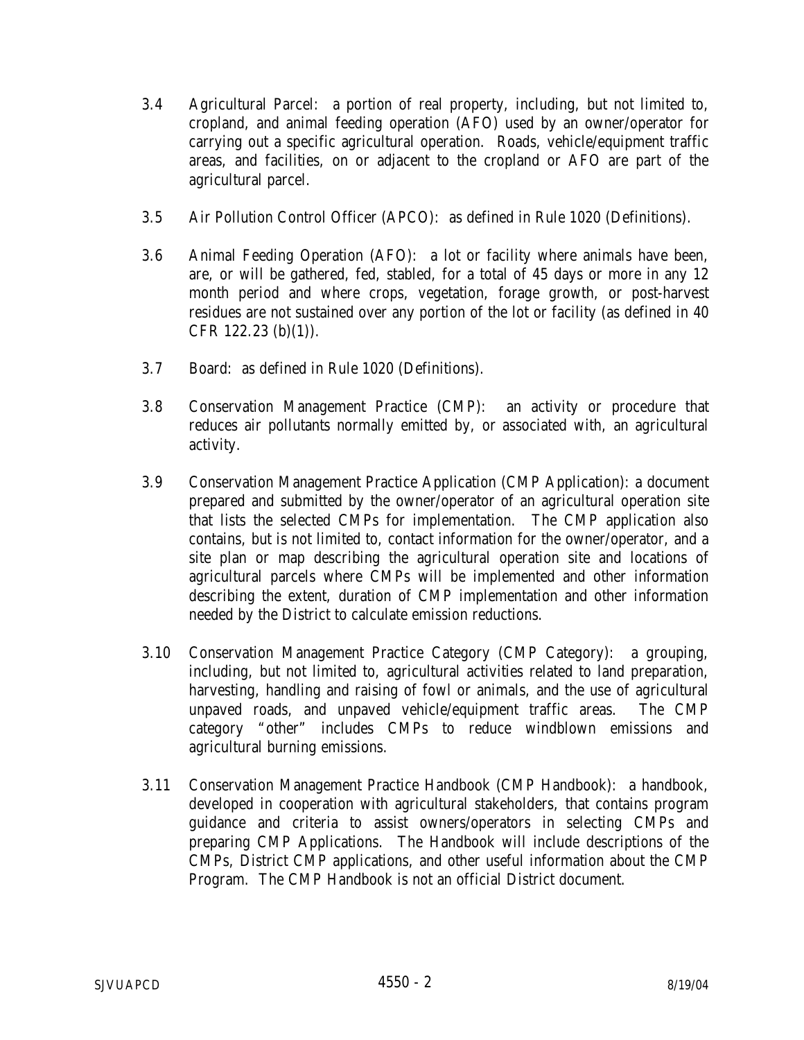3.4 Agricultural Parcel: a portion of real property, including, but not limited to, cropland, and animal feeding operation (AFO) used by an owner/operator for carrying out a specific agricultural operation. Roads, vehicle/equipment traffic areas, and facilities, on or adjacent to the cropland or AFO are part of the agricultural parcel.

3.5 Air Pollution Control Officer (APCO): as defined in Rule 1020 (Definitions).

3.6 Animal Feeding Operation (AFO): a lot or facility where animals have been, are, or will be gathered, fed, stabled, for a total of 45 days or more in any 12 month period and where crops, vegetation, forage growth, or post-harvest residues are not sustained over any portion of the lot or facility (as defined in 40 CFR 122.23 (b)(1)).

3.7 Board: as defined in Rule 1020 (Definitions).

3.8 Conservation Management Practice (CMP): an activity or procedure that reduces air pollutants normally emitted by, or associated with, an agricultural activity.

3.9 Conservation Management Practice Application (CMP Application): a document prepared and submitted by the owner/operator of an agricultural operation site that lists the selected CMPs for implementation. The CMP application also contains, but is not limited to, contact information for the owner/operator, and a site plan or map describing the agricultural operation site and locations of agricultural parcels where CMPs will be implemented and other information describing the extent, duration of CMP implementation and other information needed by the District to calculate emission reductions.

3.10 Conservation Management Practice Category (CMP Category): a grouping, including, but not limited to, agricultural activities related to land preparation, harvesting, handling and raising of fowl or animals, and the use of agricultural unpaved roads, and unpaved vehicle/equipment traffic areas. The CMP category "other" includes CMPs to reduce windblown emissions and agricultural burning emissions.

3.11 Conservation Management Practice Handbook (CMP Handbook): a handbook, developed in cooperation with agricultural stakeholders, that contains program guidance and criteria to assist owners/operators in selecting CMPs and preparing CMP Applications. The Handbook will include descriptions of the CMPs, District CMP applications, and other useful information about the CMP Program. The CMP Handbook is not an official District document.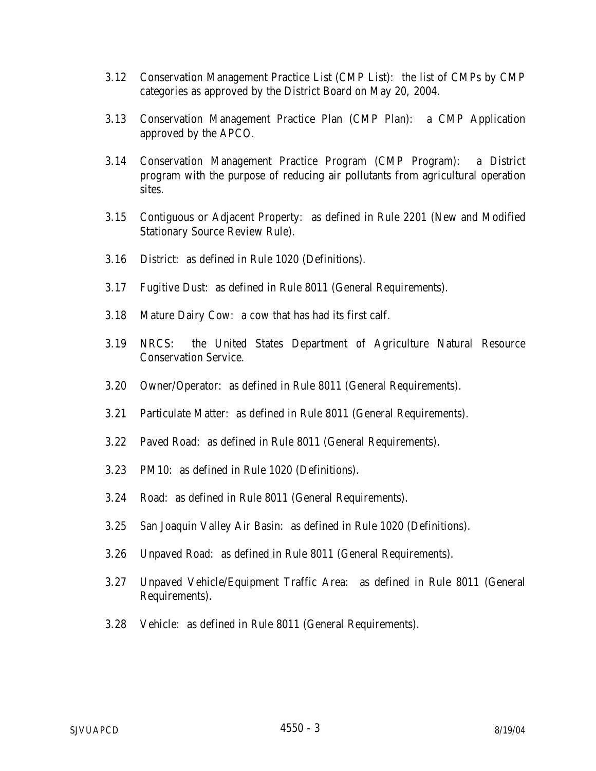3.12 Conservation Management Practice List (CMP List): the list of CMPs by CMP categories as approved by the District Board on May 20, 2004.

3.13 Conservation Management Practice Plan (CMP Plan): a CMP Application approved by the APCO.

3.14 Conservation Management Practice Program (CMP Program): a District program with the purpose of reducing air pollutants from agricultural operation sites.

3.15 Contiguous or Adjacent Property: as defined in Rule 2201 (New and Modified Stationary Source Review Rule).

3.16 District: as defined in Rule 1020 (Definitions).

3.17 Fugitive Dust: as defined in Rule 8011 (General Requirements).

3.18 Mature Dairy Cow: a cow that has had its first calf.

3.19 NRCS: the United States Department of Agriculture Natural Resource Conservation Service.

3.20 Owner/Operator: as defined in Rule 8011 (General Requirements).

3.21 Particulate Matter: as defined in Rule 8011 (General Requirements).

3.22 Paved Road: as defined in Rule 8011 (General Requirements).

3.23 PM10: as defined in Rule 1020 (Definitions).

3.24 Road: as defined in Rule 8011 (General Requirements).

3.25 San Joaquin Valley Air Basin: as defined in Rule 1020 (Definitions).

3.26 Unpaved Road: as defined in Rule 8011 (General Requirements).

3.27 Unpaved Vehicle/Equipment Traffic Area: as defined in Rule 8011 (General Requirements).

3.28 Vehicle: as defined in Rule 8011 (General Requirements).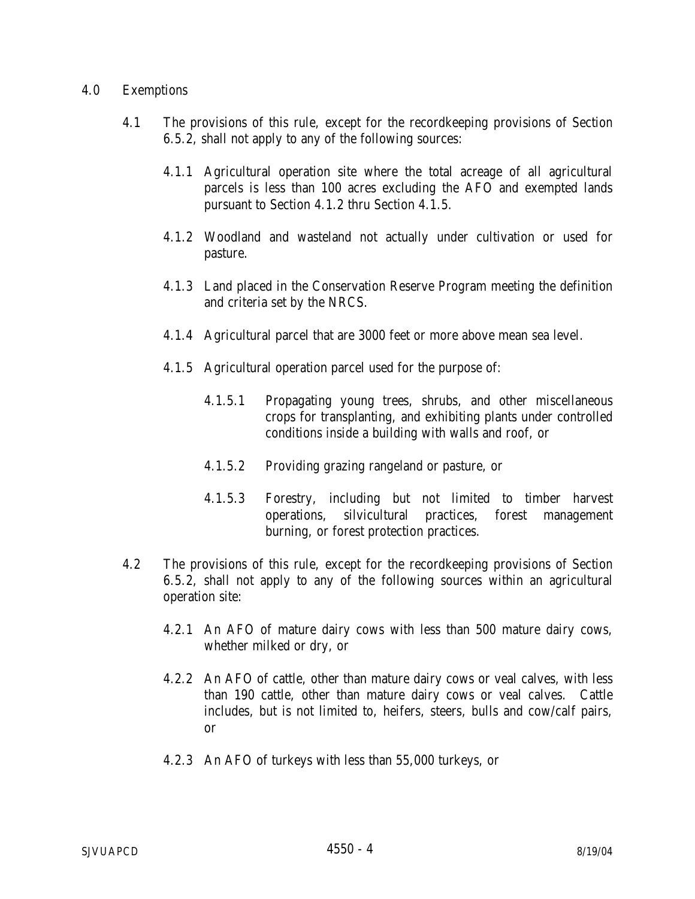## 4.0 Exemptions

4.1 The provisions of this rule, except for the recordkeeping provisions of Section 6.5.2, shall not apply to any of the following sources:

4.1.1 Agricultural operation site where the total acreage of all agricultural parcels is less than 100 acres excluding the AFO and exempted lands pursuant to Section 4.1.2 thru Section 4.1.5.

4.1.2 Woodland and wasteland not actually under cultivation or used for pasture.

4.1.3 Land placed in the Conservation Reserve Program meeting the definition and criteria set by the NRCS.

4.1.4 Agricultural parcel that are 3000 feet or more above mean sea level.

4.1.5 Agricultural operation parcel used for the purpose of:

4.1.5.1 Propagating young trees, shrubs, and other miscellaneous crops for transplanting, and exhibiting plants under controlled conditions inside a building with walls and roof, or

4.1.5.2 Providing grazing rangeland or pasture, or

4.1.5.3 Forestry, including but not limited to timber harvest operations, silvicultural practices, forest management burning, or forest protection practices.

4.2 The provisions of this rule, except for the recordkeeping provisions of Section 6.5.2, shall not apply to any of the following sources within an agricultural operation site:

4.2.1 An AFO of mature dairy cows with less than 500 mature dairy cows, whether milked or dry, or

4.2.2 An AFO of cattle, other than mature dairy cows or veal calves, with less than 190 cattle, other than mature dairy cows or veal calves. Cattle includes, but is not limited to, heifers, steers, bulls and cow/calf pairs, or

4.2.3 An AFO of turkeys with less than 55,000 turkeys, or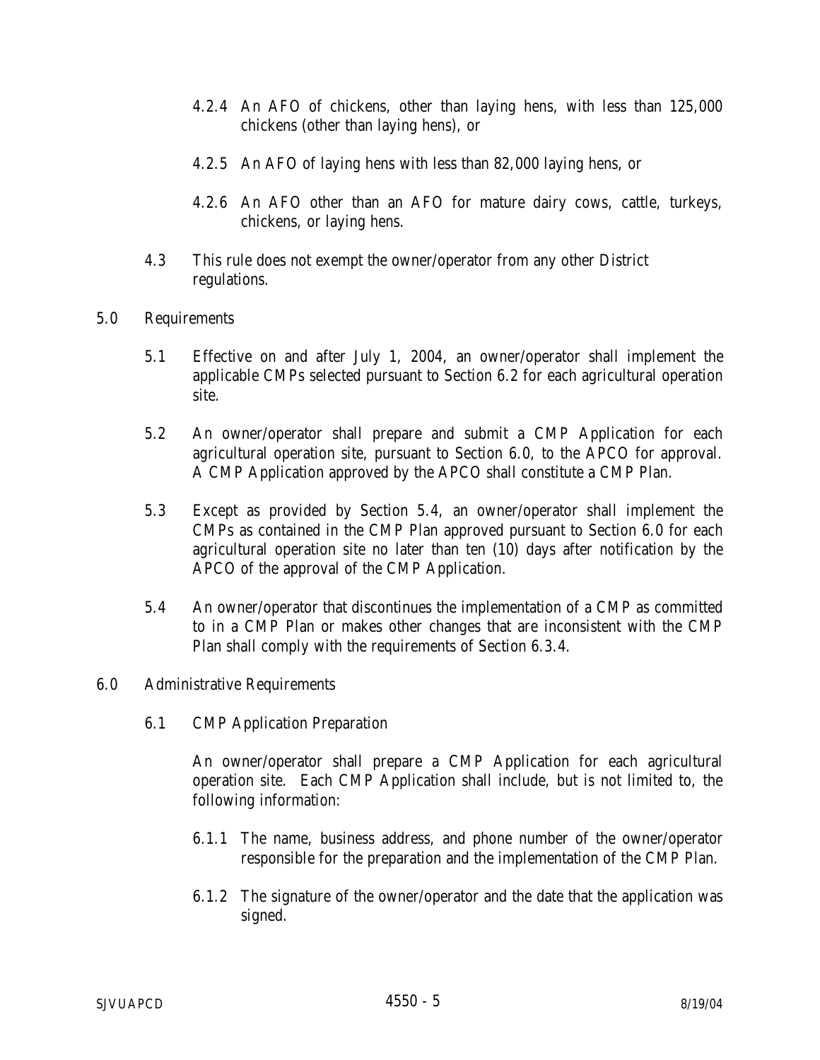4.2.4 An AFO of chickens, other than laying hens, with less than 125,000 chickens (other than laying hens), or

4.2.5 An AFO of laying hens with less than 82,000 laying hens, or

4.2.6 An AFO other than an AFO for mature dairy cows, cattle, turkeys, chickens, or laying hens.

4.3 This rule does not exempt the owner/operator from any other District regulations.

## 5.0 Requirements

5.1 Effective on and after July 1, 2004, an owner/operator shall implement the applicable CMPs selected pursuant to Section 6.2 for each agricultural operation site.

5.2 An owner/operator shall prepare and submit a CMP Application for each agricultural operation site, pursuant to Section 6.0, to the APCO for approval. A CMP Application approved by the APCO shall constitute a CMP Plan.

5.3 Except as provided by Section 5.4, an owner/operator shall implement the CMPs as contained in the CMP Plan approved pursuant to Section 6.0 for each agricultural operation site no later than ten (10) days after notification by the APCO of the approval of the CMP Application.

5.4 An owner/operator that discontinues the implementation of a CMP as committed to in a CMP Plan or makes other changes that are inconsistent with the CMP Plan shall comply with the requirements of Section 6.3.4.

## 6.0 Administrative Requirements

### 6.1 CMP Application Preparation

An owner/operator shall prepare a CMP Application for each agricultural operation site. Each CMP Application shall include, but is not limited to, the following information:

6.1.1 The name, business address, and phone number of the owner/operator responsible for the preparation and the implementation of the CMP Plan.

6.1.2 The signature of the owner/operator and the date that the application was signed.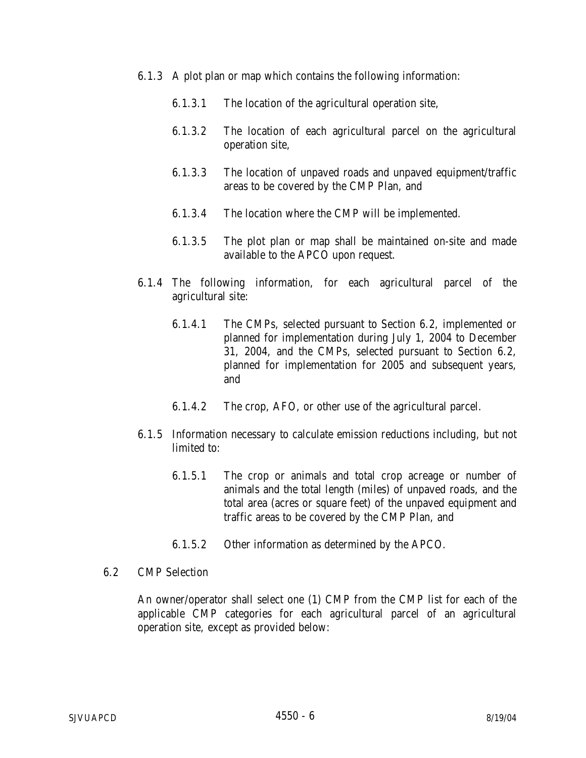6.1.3 A plot plan or map which contains the following information:

6.1.3.1 The location of the agricultural operation site,

6.1.3.2 The location of each agricultural parcel on the agricultural operation site,

6.1.3.3 The location of unpaved roads and unpaved equipment/traffic areas to be covered by the CMP Plan, and

6.1.3.4 The location where the CMP will be implemented.

6.1.3.5 The plot plan or map shall be maintained on-site and made available to the APCO upon request.

6.1.4 The following information, for each agricultural parcel of the agricultural site:

6.1.4.1 The CMPs, selected pursuant to Section 6.2, implemented or planned for implementation during July 1, 2004 to December 31, 2004, and the CMPs, selected pursuant to Section 6.2, planned for implementation for 2005 and subsequent years, and

6.1.4.2 The crop, AFO, or other use of the agricultural parcel.

6.1.5 Information necessary to calculate emission reductions including, but not limited to:

6.1.5.1 The crop or animals and total crop acreage or number of animals and the total length (miles) of unpaved roads, and the total area (acres or square feet) of the unpaved equipment and traffic areas to be covered by the CMP Plan, and

6.1.5.2 Other information as determined by the APCO.

6.2 CMP Selection

An owner/operator shall select one (1) CMP from the CMP list for each of the applicable CMP categories for each agricultural parcel of an agricultural operation site, except as provided below: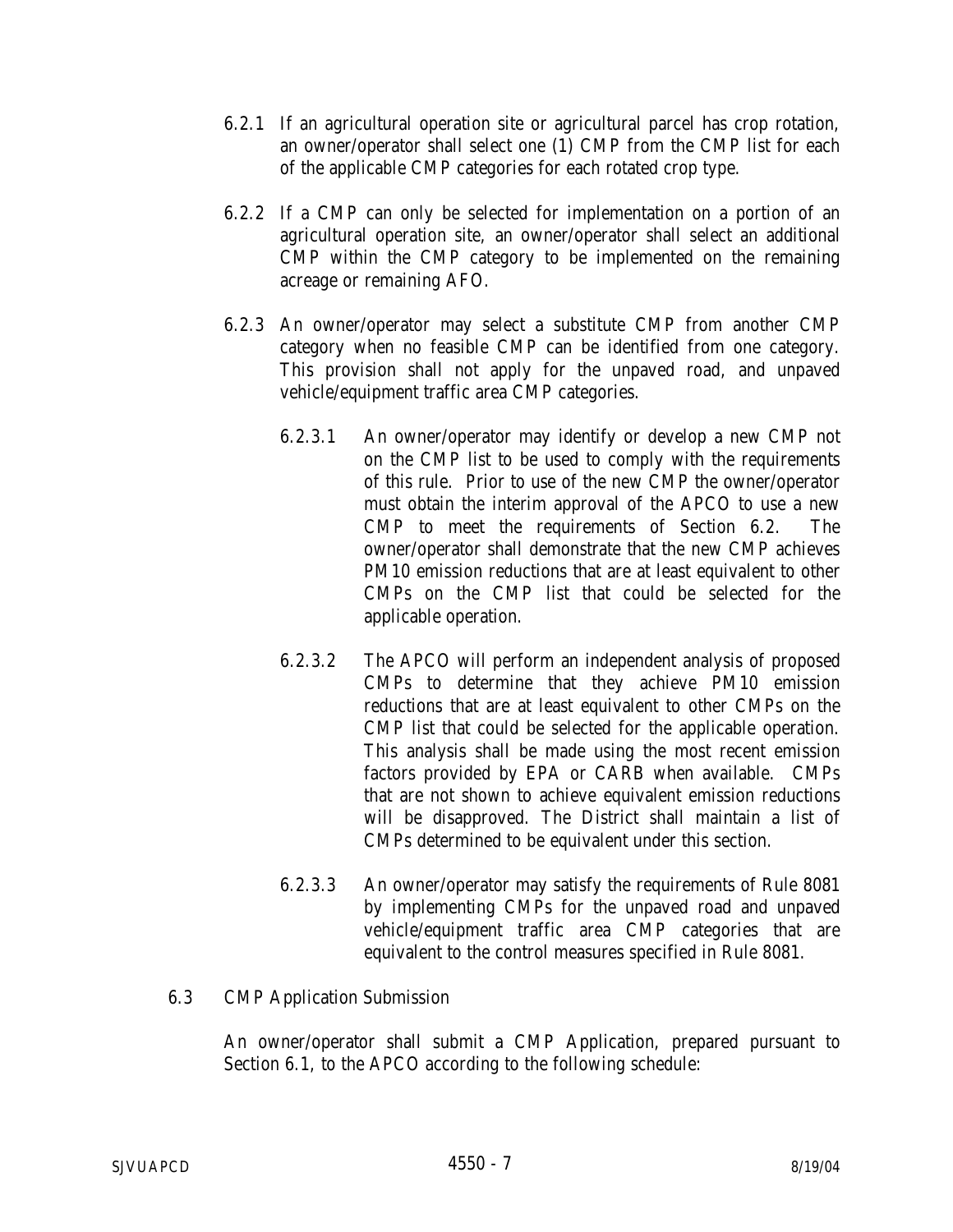6.2.1 If an agricultural operation site or agricultural parcel has crop rotation, an owner/operator shall select one (1) CMP from the CMP list for each of the applicable CMP categories for each rotated crop type.

6.2.2 If a CMP can only be selected for implementation on a portion of an agricultural operation site, an owner/operator shall select an additional CMP within the CMP category to be implemented on the remaining acreage or remaining AFO.

6.2.3 An owner/operator may select a substitute CMP from another CMP category when no feasible CMP can be identified from one category. This provision shall not apply for the unpaved road, and unpaved vehicle/equipment traffic area CMP categories.

6.2.3.1 An owner/operator may identify or develop a new CMP not on the CMP list to be used to comply with the requirements of this rule. Prior to use of the new CMP the owner/operator must obtain the interim approval of the APCO to use a new CMP to meet the requirements of Section 6.2. The owner/operator shall demonstrate that the new CMP achieves PM10 emission reductions that are at least equivalent to other CMPs on the CMP list that could be selected for the applicable operation.

6.2.3.2 The APCO will perform an independent analysis of proposed CMPs to determine that they achieve PM10 emission reductions that are at least equivalent to other CMPs on the CMP list that could be selected for the applicable operation. This analysis shall be made using the most recent emission factors provided by EPA or CARB when available. CMPs that are not shown to achieve equivalent emission reductions will be disapproved. The District shall maintain a list of CMPs determined to be equivalent under this section.

6.2.3.3 An owner/operator may satisfy the requirements of Rule 8081 by implementing CMPs for the unpaved road and unpaved vehicle/equipment traffic area CMP categories that are equivalent to the control measures specified in Rule 8081.

6.3 CMP Application Submission

An owner/operator shall submit a CMP Application, prepared pursuant to Section 6.1, to the APCO according to the following schedule: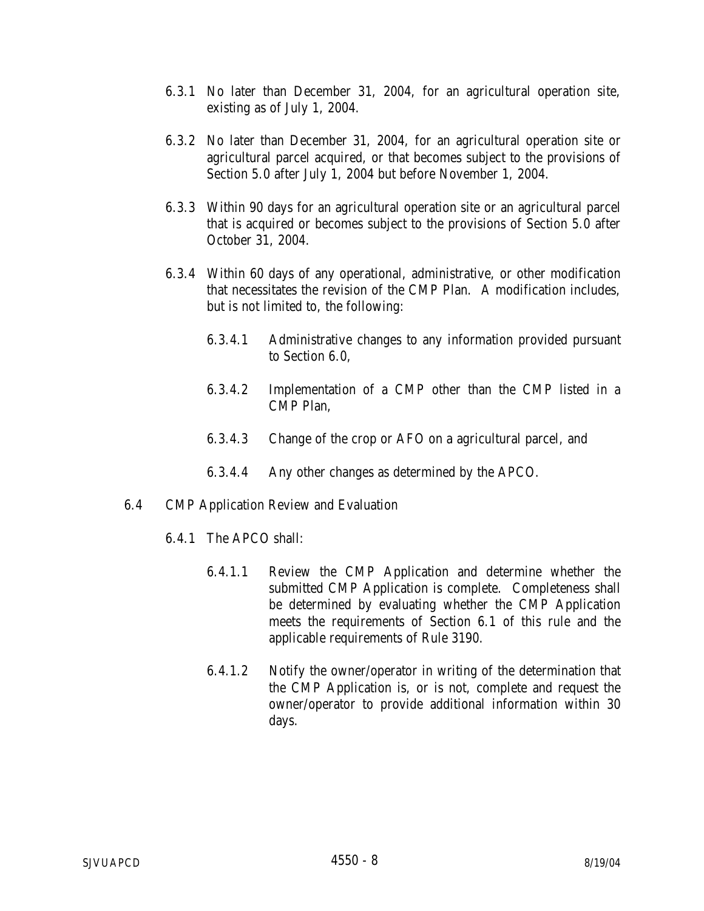6.3.1 No later than December 31, 2004, for an agricultural operation site, existing as of July 1, 2004.

6.3.2 No later than December 31, 2004, for an agricultural operation site or agricultural parcel acquired, or that becomes subject to the provisions of Section 5.0 after July 1, 2004 but before November 1, 2004.

6.3.3 Within 90 days for an agricultural operation site or an agricultural parcel that is acquired or becomes subject to the provisions of Section 5.0 after October 31, 2004.

6.3.4 Within 60 days of any operational, administrative, or other modification that necessitates the revision of the CMP Plan. A modification includes, but is not limited to, the following:

6.3.4.1 Administrative changes to any information provided pursuant to Section 6.0,

6.3.4.2 Implementation of a CMP other than the CMP listed in a CMP Plan,

6.3.4.3 Change of the crop or AFO on a agricultural parcel, and

6.3.4.4 Any other changes as determined by the APCO.

6.4 CMP Application Review and Evaluation

6.4.1 The APCO shall:

6.4.1.1 Review the CMP Application and determine whether the submitted CMP Application is complete. Completeness shall be determined by evaluating whether the CMP Application meets the requirements of Section 6.1 of this rule and the applicable requirements of Rule 3190.

6.4.1.2 Notify the owner/operator in writing of the determination that the CMP Application is, or is not, complete and request the owner/operator to provide additional information within 30 days.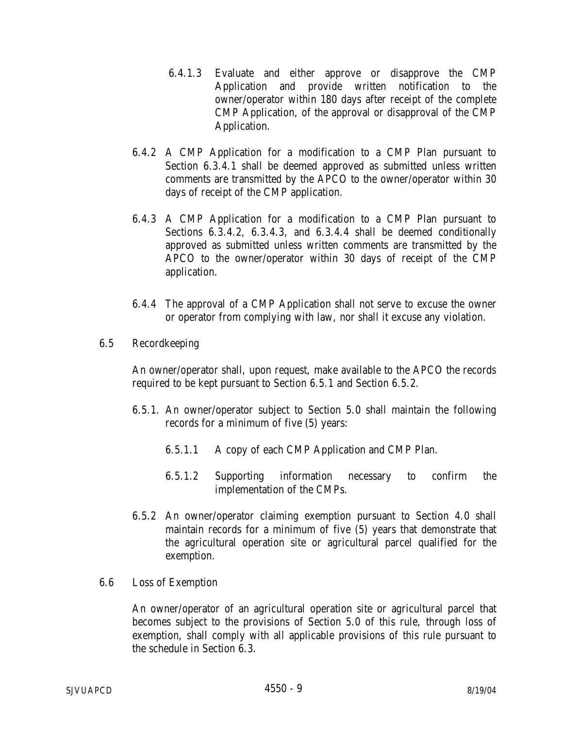6.4.1.3 Evaluate and either approve or disapprove the CMP Application and provide written notification to the owner/operator within 180 days after receipt of the complete CMP Application, of the approval or disapproval of the CMP Application.

6.4.2 A CMP Application for a modification to a CMP Plan pursuant to Section 6.3.4.1 shall be deemed approved as submitted unless written comments are transmitted by the APCO to the owner/operator within 30 days of receipt of the CMP application.

6.4.3 A CMP Application for a modification to a CMP Plan pursuant to Sections 6.3.4.2, 6.3.4.3, and 6.3.4.4 shall be deemed conditionally approved as submitted unless written comments are transmitted by the APCO to the owner/operator within 30 days of receipt of the CMP application.

6.4.4 The approval of a CMP Application shall not serve to excuse the owner or operator from complying with law, nor shall it excuse any violation.

6.5 Recordkeeping

An owner/operator shall, upon request, make available to the APCO the records required to be kept pursuant to Section 6.5.1 and Section 6.5.2.

6.5.1. An owner/operator subject to Section 5.0 shall maintain the following records for a minimum of five (5) years:

6.5.1.1 A copy of each CMP Application and CMP Plan.

6.5.1.2 Supporting information necessary to confirm the implementation of the CMPs.

6.5.2 An owner/operator claiming exemption pursuant to Section 4.0 shall maintain records for a minimum of five (5) years that demonstrate that the agricultural operation site or agricultural parcel qualified for the exemption.

6.6 Loss of Exemption

An owner/operator of an agricultural operation site or agricultural parcel that becomes subject to the provisions of Section 5.0 of this rule, through loss of exemption, shall comply with all applicable provisions of this rule pursuant to the schedule in Section 6.3.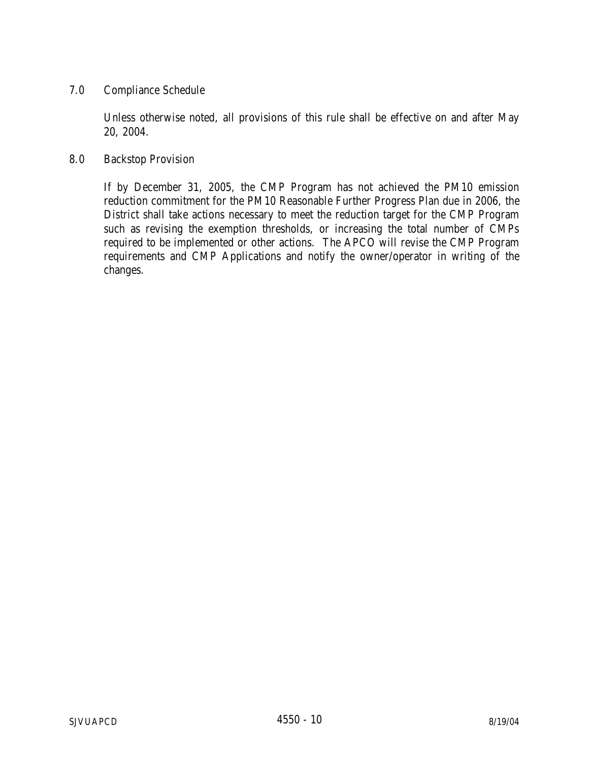## 7.0 Compliance Schedule

Unless otherwise noted, all provisions of this rule shall be effective on and after May 20, 2004.

## 8.0 Backstop Provision

If by December 31, 2005, the CMP Program has not achieved the PM10 emission reduction commitment for the PM10 Reasonable Further Progress Plan due in 2006, the District shall take actions necessary to meet the reduction target for the CMP Program such as revising the exemption thresholds, or increasing the total number of CMPs required to be implemented or other actions. The APCO will revise the CMP Program requirements and CMP Applications and notify the owner/operator in writing of the changes.